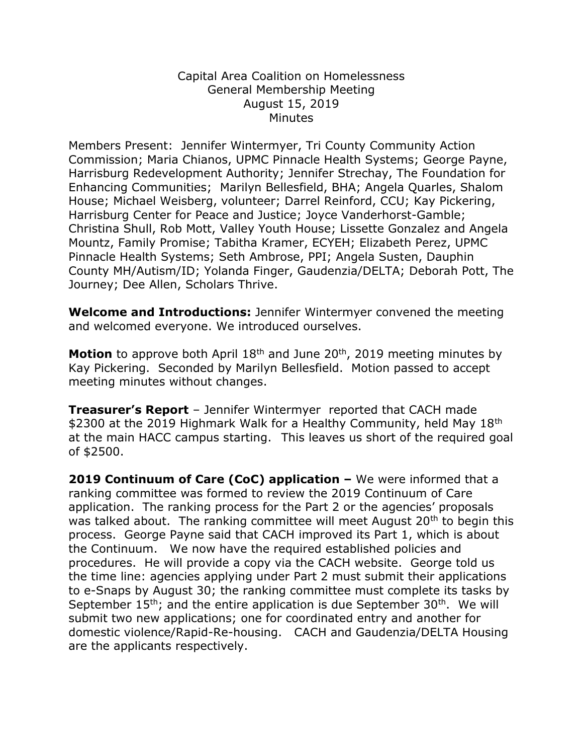Capital Area Coalition on Homelessness
General Membership Meeting
August 15, 2019
Minutes

Members Present: Jennifer Wintermyer, Tri County Community Action Commission; Maria Chianos, UPMC Pinnacle Health Systems; George Payne, Harrisburg Redevelopment Authority; Jennifer Strechay, The Foundation for Enhancing Communities; Marilyn Bellesfield, BHA; Angela Quarles, Shalom House; Michael Weisberg, volunteer; Darrel Reinford, CCU; Kay Pickering, Harrisburg Center for Peace and Justice; Joyce Vanderhorst-Gamble; Christina Shull, Rob Mott, Valley Youth House; Lissette Gonzalez and Angela Mountz, Family Promise; Tabitha Kramer, ECYEH; Elizabeth Perez, UPMC Pinnacle Health Systems; Seth Ambrose, PPI; Angela Susten, Dauphin County MH/Autism/ID; Yolanda Finger, Gaudenzia/DELTA; Deborah Pott, The Journey; Dee Allen, Scholars Thrive.

**Welcome and Introductions:** Jennifer Wintermyer convened the meeting and welcomed everyone. We introduced ourselves.

**Motion** to approve both April 18th and June 20th, 2019 meeting minutes by Kay Pickering. Seconded by Marilyn Bellesfield. Motion passed to accept meeting minutes without changes.

**Treasurer's Report** – Jennifer Wintermyer reported that CACH made $2300 at the 2019 Highmark Walk for a Healthy Community, held May 18th at the main HACC campus starting. This leaves us short of the required goal of $2500.

**2019 Continuum of Care (CoC) application –** We were informed that a ranking committee was formed to review the 2019 Continuum of Care application. The ranking process for the Part 2 or the agencies' proposals was talked about. The ranking committee will meet August 20th to begin this process. George Payne said that CACH improved its Part 1, which is about the Continuum. We now have the required established policies and procedures. He will provide a copy via the CACH website. George told us the time line: agencies applying under Part 2 must submit their applications to e-Snaps by August 30; the ranking committee must complete its tasks by September 15th; and the entire application is due September 30th. We will submit two new applications; one for coordinated entry and another for domestic violence/Rapid-Re-housing. CACH and Gaudenzia/DELTA Housing are the applicants respectively.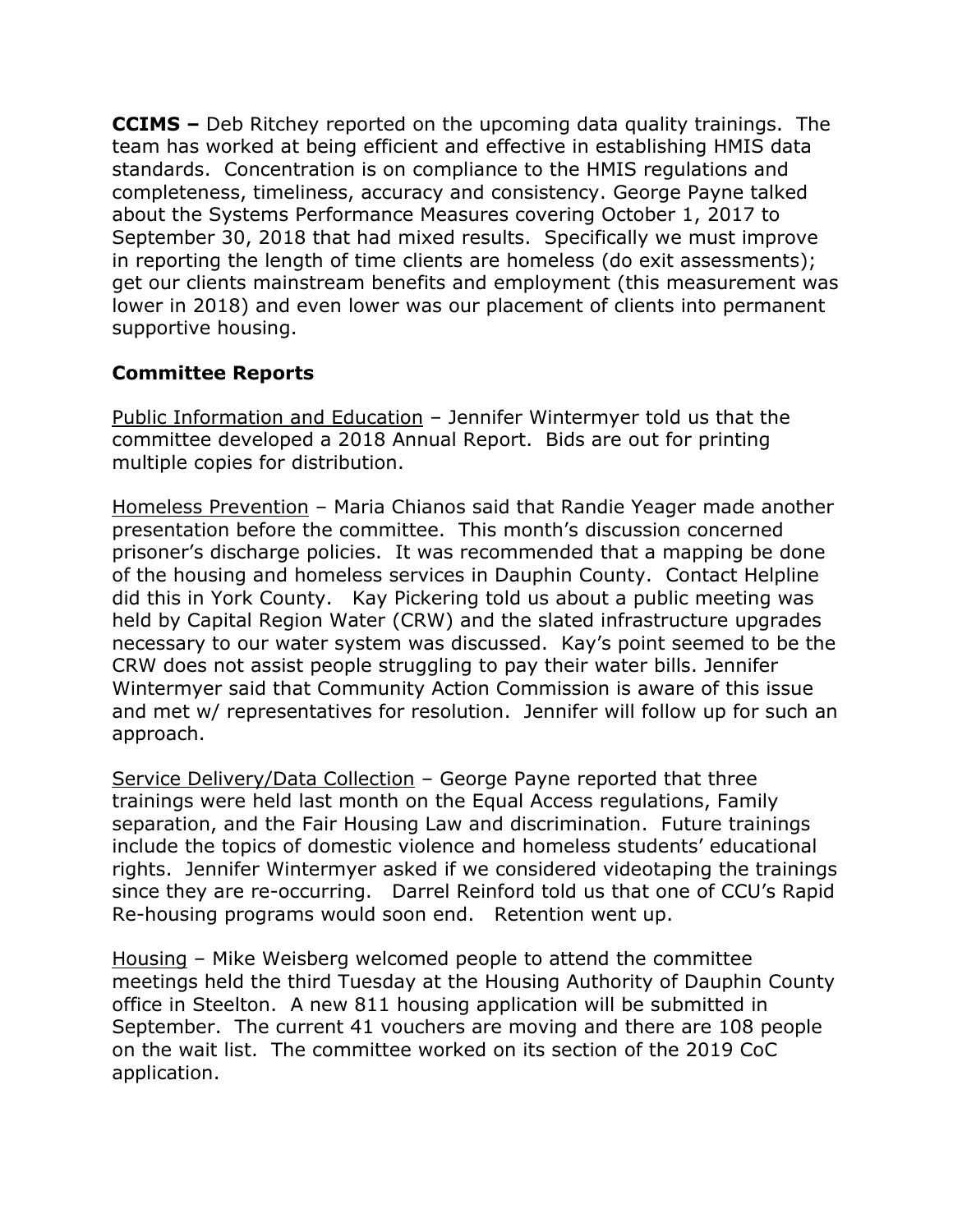**CCIMS –** Deb Ritchey reported on the upcoming data quality trainings. The team has worked at being efficient and effective in establishing HMIS data standards. Concentration is on compliance to the HMIS regulations and completeness, timeliness, accuracy and consistency. George Payne talked about the Systems Performance Measures covering October 1, 2017 to September 30, 2018 that had mixed results. Specifically we must improve in reporting the length of time clients are homeless (do exit assessments); get our clients mainstream benefits and employment (this measurement was lower in 2018) and even lower was our placement of clients into permanent supportive housing.

**Committee Reports**

Public Information and Education – Jennifer Wintermyer told us that the committee developed a 2018 Annual Report. Bids are out for printing multiple copies for distribution.

Homeless Prevention – Maria Chianos said that Randie Yeager made another presentation before the committee. This month's discussion concerned prisoner's discharge policies. It was recommended that a mapping be done of the housing and homeless services in Dauphin County. Contact Helpline did this in York County. Kay Pickering told us about a public meeting was held by Capital Region Water (CRW) and the slated infrastructure upgrades necessary to our water system was discussed. Kay's point seemed to be the CRW does not assist people struggling to pay their water bills. Jennifer Wintermyer said that Community Action Commission is aware of this issue and met w/ representatives for resolution. Jennifer will follow up for such an approach.

Service Delivery/Data Collection – George Payne reported that three trainings were held last month on the Equal Access regulations, Family separation, and the Fair Housing Law and discrimination. Future trainings include the topics of domestic violence and homeless students' educational rights. Jennifer Wintermyer asked if we considered videotaping the trainings since they are re-occurring. Darrel Reinford told us that one of CCU's Rapid Re-housing programs would soon end. Retention went up.

Housing – Mike Weisberg welcomed people to attend the committee meetings held the third Tuesday at the Housing Authority of Dauphin County office in Steelton. A new 811 housing application will be submitted in September. The current 41 vouchers are moving and there are 108 people on the wait list. The committee worked on its section of the 2019 CoC application.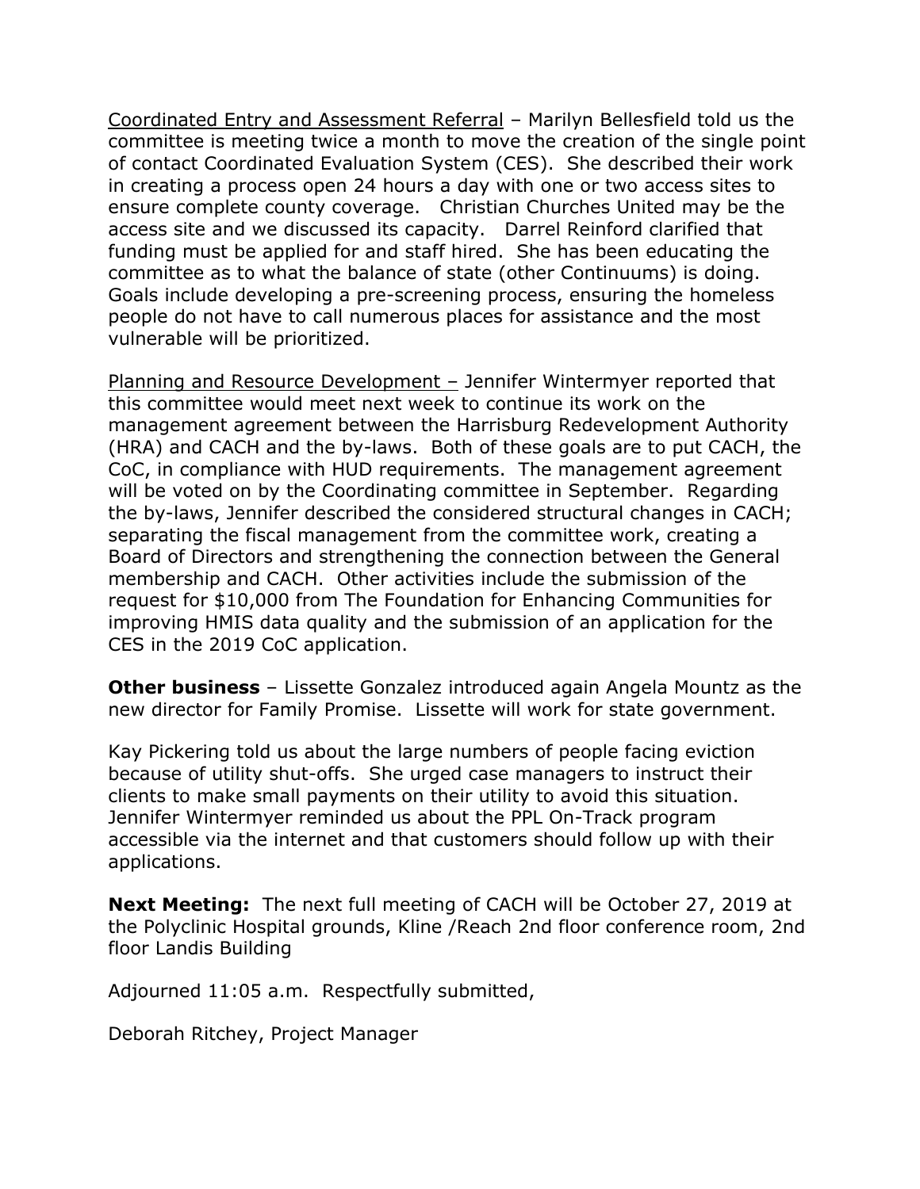Coordinated Entry and Assessment Referral – Marilyn Bellesfield told us the committee is meeting twice a month to move the creation of the single point of contact Coordinated Evaluation System (CES). She described their work in creating a process open 24 hours a day with one or two access sites to ensure complete county coverage. Christian Churches United may be the access site and we discussed its capacity. Darrel Reinford clarified that funding must be applied for and staff hired. She has been educating the committee as to what the balance of state (other Continuums) is doing. Goals include developing a pre-screening process, ensuring the homeless people do not have to call numerous places for assistance and the most vulnerable will be prioritized.

Planning and Resource Development – Jennifer Wintermyer reported that this committee would meet next week to continue its work on the management agreement between the Harrisburg Redevelopment Authority (HRA) and CACH and the by-laws. Both of these goals are to put CACH, the CoC, in compliance with HUD requirements. The management agreement will be voted on by the Coordinating committee in September. Regarding the by-laws, Jennifer described the considered structural changes in CACH; separating the fiscal management from the committee work, creating a Board of Directors and strengthening the connection between the General membership and CACH. Other activities include the submission of the request for $10,000 from The Foundation for Enhancing Communities for improving HMIS data quality and the submission of an application for the CES in the 2019 CoC application.

**Other business** – Lissette Gonzalez introduced again Angela Mountz as the new director for Family Promise. Lissette will work for state government.

Kay Pickering told us about the large numbers of people facing eviction because of utility shut-offs. She urged case managers to instruct their clients to make small payments on their utility to avoid this situation. Jennifer Wintermyer reminded us about the PPL On-Track program accessible via the internet and that customers should follow up with their applications.

**Next Meeting:** The next full meeting of CACH will be October 27, 2019 at the Polyclinic Hospital grounds, Kline /Reach 2nd floor conference room, 2nd floor Landis Building

Adjourned 11:05 a.m. Respectfully submitted,

Deborah Ritchey, Project Manager